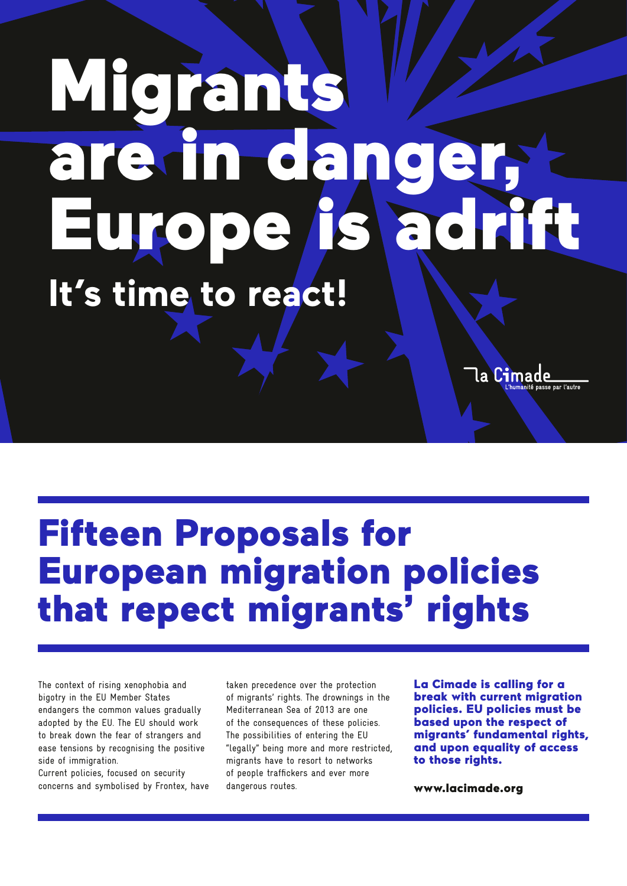# Migrants are in danger, Europe is adrift

## It's time to react!

La Cimade
L'humanité passe par l'autre

# Fifteen Proposals for European migration policies that repect migrants' rights

The context of rising xenophobia and bigotry in the EU Member States endangers the common values gradually adopted by the EU. The EU should work to break down the fear of strangers and ease tensions by recognising the positive side of immigration.
Current policies, focused on security concerns and symbolised by Frontex, have taken precedence over the protection of migrants' rights. The drownings in the Mediterranean Sea of 2013 are one of the consequences of these policies. The possibilities of entering the EU "legally" being more and more restricted, migrants have to resort to networks of people traffickers and ever more dangerous routes.

**La Cimade is calling for a break with current migration policies. EU policies must be based upon the respect of migrants' fundamental rights, and upon equality of access to those rights.**

**www.lacimade.org**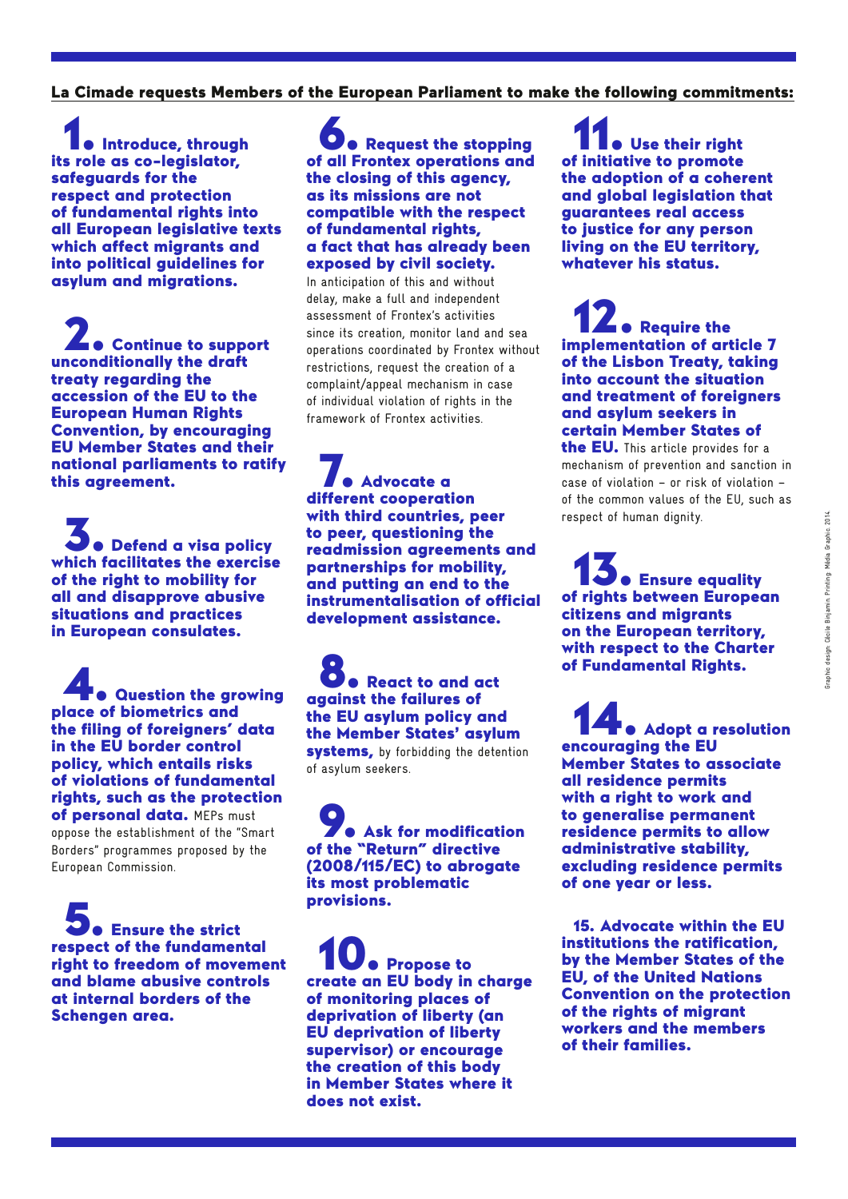**La Cimade requests Members of the European Parliament to make the following commitments:**

**1. Introduce, through its role as co-legislator, safeguards for the respect and protection of fundamental rights into all European legislative texts which affect migrants and into political guidelines for asylum and migrations.**

**2. Continue to support unconditionally the draft treaty regarding the accession of the EU to the European Human Rights Convention, by encouraging EU Member States and their national parliaments to ratify this agreement.**

**3. Defend a visa policy which facilitates the exercise of the right to mobility for all and disapprove abusive situations and practices in European consulates.**

**4. Question the growing place of biometrics and the filing of foreigners' data in the EU border control policy, which entails risks of violations of fundamental rights, such as the protection of personal data.** MEPs must oppose the establishment of the "Smart Borders" programmes proposed by the European Commission.

**5. Ensure the strict respect of the fundamental right to freedom of movement and blame abusive controls at internal borders of the Schengen area.**

**6. Request the stopping of all Frontex operations and the closing of this agency, as its missions are not compatible with the respect of fundamental rights, a fact that has already been exposed by civil society.** In anticipation of this and without delay, make a full and independent assessment of Frontex's activities since its creation, monitor land and sea operations coordinated by Frontex without restrictions, request the creation of a complaint/appeal mechanism in case of individual violation of rights in the framework of Frontex activities.

**7. Advocate a different cooperation with third countries, peer to peer, questioning the readmission agreements and partnerships for mobility, and putting an end to the instrumentalisation of official development assistance.**

**8. React to and act against the failures of the EU asylum policy and the Member States' asylum systems,** by forbidding the detention of asylum seekers.

**9. Ask for modification of the "Return" directive (2008/115/EC) to abrogate its most problematic provisions.**

**10. Propose to create an EU body in charge of monitoring places of deprivation of liberty (an EU deprivation of liberty supervisor) or encourage the creation of this body in Member States where it does not exist.**

**11. Use their right of initiative to promote the adoption of a coherent and global legislation that guarantees real access to justice for any person living on the EU territory, whatever his status.**

**12. Require the implementation of article 7 of the Lisbon Treaty, taking into account the situation and treatment of foreigners and asylum seekers in certain Member States of the EU.** This article provides for a mechanism of prevention and sanction in case of violation – or risk of violation – of the common values of the EU, such as respect of human dignity.

**13. Ensure equality of rights between European citizens and migrants on the European territory, with respect to the Charter of Fundamental Rights.**

**14. Adopt a resolution encouraging the EU Member States to associate all residence permits with a right to work and to generalise permanent residence permits to allow administrative stability, excluding residence permits of one year or less.**

**15. Advocate within the EU institutions the ratification, by the Member States of the EU, of the United Nations Convention on the protection of the rights of migrant workers and the members of their families.**

Graphic design: Cécile Binjamin. Printing: Média Graphic. 2014.